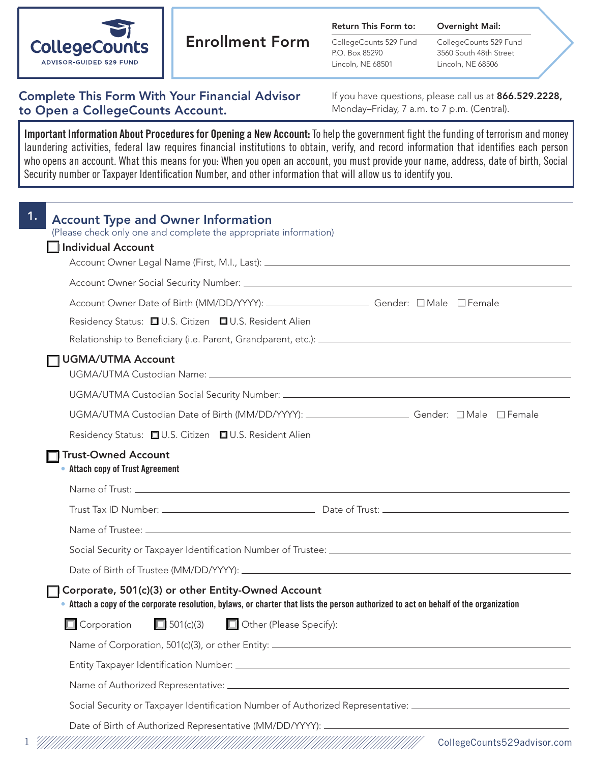CollegeCounts
ADVISOR-GUIDED 529 FUND

# Enrollment Form

**Return This Form to:**
CollegeCounts 529 Fund
P.O. Box 85290
Lincoln, NE 68501

**Overnight Mail:**
CollegeCounts 529 Fund
3560 South 48th Street
Lincoln, NE 68506

## Complete This Form With Your Financial Advisor to Open a CollegeCounts Account.

If you have questions, please call us at **866.529.2228,** Monday–Friday, 7 a.m. to 7 p.m. (Central).

**Important Information About Procedures for Opening a New Account:** To help the government fight the funding of terrorism and money laundering activities, federal law requires financial institutions to obtain, verify, and record information that identifies each person who opens an account. What this means for you: When you open an account, you must provide your name, address, date of birth, Social Security number or Taxpayer Identification Number, and other information that will allow us to identify you.

## 1. Account Type and Owner Information

(Please check only one and complete the appropriate information)

☐ **Individual Account**

Account Owner Legal Name (First, M.I., Last): ____________________

Account Owner Social Security Number: ____________________

Account Owner Date of Birth (MM/DD/YYYY): ____________________ Gender: ☐ Male ☐ Female

Residency Status: ☐ U.S. Citizen ☐ U.S. Resident Alien

Relationship to Beneficiary (i.e. Parent, Grandparent, etc.): ____________________

☐ **UGMA/UTMA Account**

UGMA/UTMA Custodian Name: ____________________

UGMA/UTMA Custodian Social Security Number: ____________________

UGMA/UTMA Custodian Date of Birth (MM/DD/YYYY): ____________________ Gender: ☐ Male ☐ Female

Residency Status: ☐ U.S. Citizen ☐ U.S. Resident Alien

☐ **Trust-Owned Account**

- **Attach copy of Trust Agreement**

Name of Trust: ____________________

Trust Tax ID Number: ____________________ Date of Trust: ____________________

Name of Trustee: ____________________

Social Security or Taxpayer Identification Number of Trustee: ____________________

Date of Birth of Trustee (MM/DD/YYYY): ____________________

☐ **Corporate, 501(c)(3) or other Entity-Owned Account**

- **Attach a copy of the corporate resolution, bylaws, or charter that lists the person authorized to act on behalf of the organization**

☐ Corporation ☐ 501(c)(3) ☐ Other (Please Specify):

Name of Corporation, 501(c)(3), or other Entity: ____________________

Entity Taxpayer Identification Number: ____________________

Name of Authorized Representative: ____________________

Social Security or Taxpayer Identification Number of Authorized Representative: ____________________

Date of Birth of Authorized Representative (MM/DD/YYYY): ____________________

CollegeCounts529advisor.com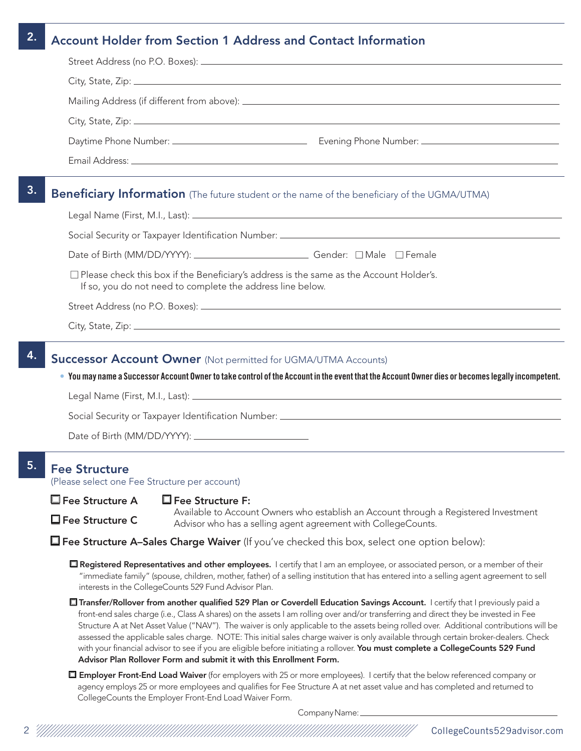## 2. Account Holder from Section 1 Address and Contact Information

Street Address (no P.O. Boxes): ____________________

City, State, Zip: ____________________

Mailing Address (if different from above): ____________________

City, State, Zip: ____________________

Daytime Phone Number: ____________________ Evening Phone Number: ____________________

Email Address: ____________________

## 3. Beneficiary Information (The future student or the name of the beneficiary of the UGMA/UTMA)

Legal Name (First, M.I., Last): ____________________

Social Security or Taxpayer Identification Number: ____________________

Date of Birth (MM/DD/YYYY): ____________________ Gender: ☐ Male ☐ Female

☐ Please check this box if the Beneficiary's address is the same as the Account Holder's. If so, you do not need to complete the address line below.

Street Address (no P.O. Boxes): ____________________

City, State, Zip: ____________________

## 4. Successor Account Owner (Not permitted for UGMA/UTMA Accounts)

- **You may name a Successor Account Owner to take control of the Account in the event that the Account Owner dies or becomes legally incompetent.**

Legal Name (First, M.I., Last): ____________________

Social Security or Taxpayer Identification Number: ____________________

Date of Birth (MM/DD/YYYY): ____________________

## 5. Fee Structure

(Please select one Fee Structure per account)

☐ **Fee Structure A**

☐ **Fee Structure C**

☐ **Fee Structure F:** Available to Account Owners who establish an Account through a Registered Investment Advisor who has a selling agent agreement with CollegeCounts.

☐ **Fee Structure A–Sales Charge Waiver** (If you've checked this box, select one option below):

☐ **Registered Representatives and other employees.** I certify that I am an employee, or associated person, or a member of their "immediate family" (spouse, children, mother, father) of a selling institution that has entered into a selling agent agreement to sell interests in the CollegeCounts 529 Fund Advisor Plan.

☐ **Transfer/Rollover from another qualified 529 Plan or Coverdell Education Savings Account.** I certify that I previously paid a front-end sales charge (i.e., Class A shares) on the assets I am rolling over and/or transferring and direct they be invested in Fee Structure A at Net Asset Value ("NAV"). The waiver is only applicable to the assets being rolled over. Additional contributions will be assessed the applicable sales charge. NOTE: This initial sales charge waiver is only available through certain broker-dealers. Check with your financial advisor to see if you are eligible before initiating a rollover. **You must complete a CollegeCounts 529 Fund Advisor Plan Rollover Form and submit it with this Enrollment Form.**

☐ **Employer Front-End Load Waiver** (for employers with 25 or more employees). I certify that the below referenced company or agency employs 25 or more employees and qualifies for Fee Structure A at net asset value and has completed and returned to CollegeCounts the Employer Front-End Load Waiver Form.

Company Name: ____________________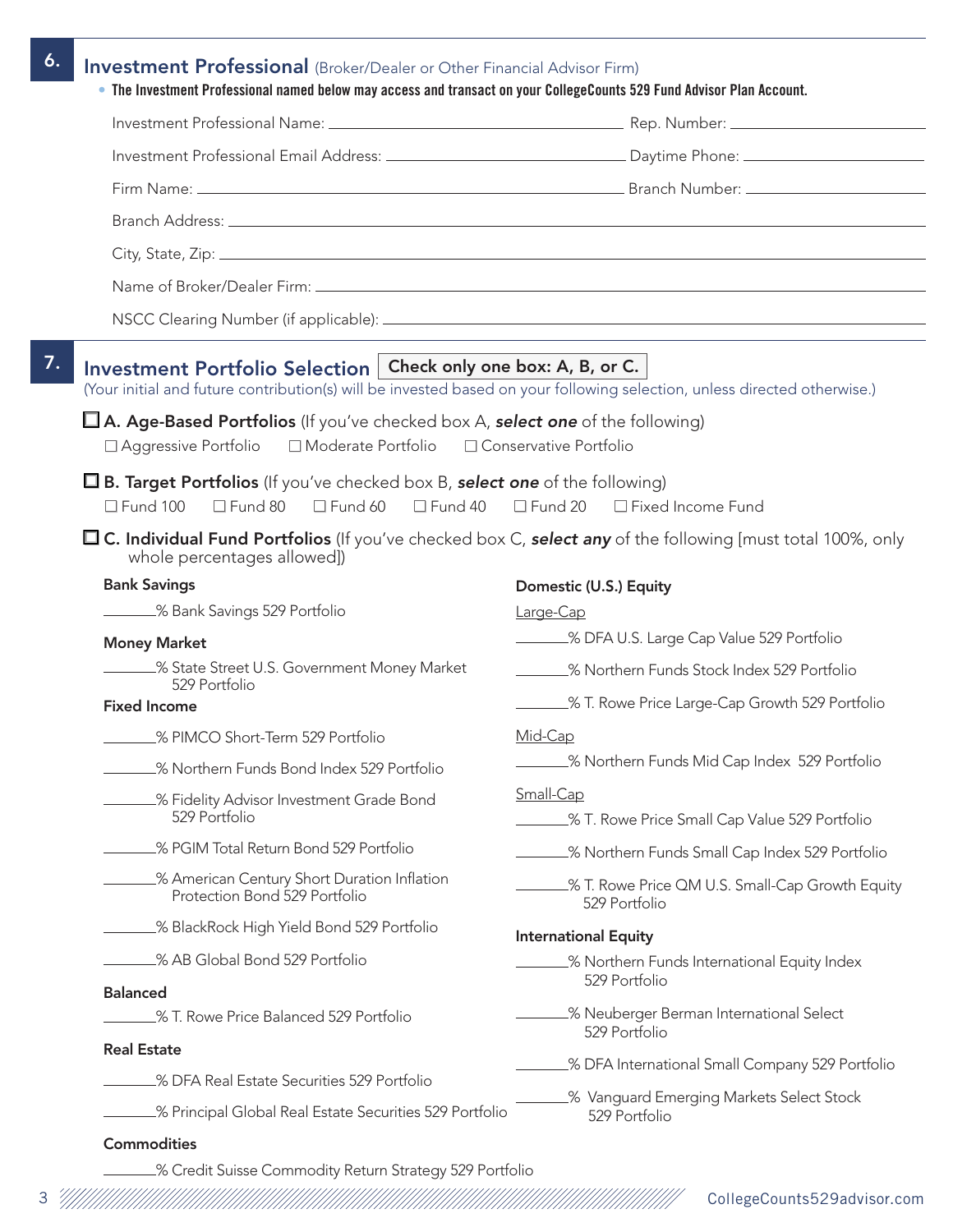## 6. Investment Professional (Broker/Dealer or Other Financial Advisor Firm)

- **The Investment Professional named below may access and transact on your CollegeCounts 529 Fund Advisor Plan Account.**

Investment Professional Name: ______________________ Rep. Number: ______________

Investment Professional Email Address: ______________________ Daytime Phone: ______________

Firm Name: ______________________ Branch Number: ______________

Branch Address: ______________________________________________

City, State, Zip: ______________________________________________

Name of Broker/Dealer Firm: ______________________________________________

NSCC Clearing Number (if applicable): ______________________________________________

## 7. Investment Portfolio Selection **Check only one box: A, B, or C.**

(Your initial and future contribution(s) will be invested based on your following selection, unless directed otherwise.)

☐ **A. Age-Based Portfolios** (If you've checked box A, ***select one*** of the following)

☐ Aggressive Portfolio ☐ Moderate Portfolio ☐ Conservative Portfolio

☐ **B. Target Portfolios** (If you've checked box B, ***select one*** of the following)

☐ Fund 100 ☐ Fund 80 ☐ Fund 60 ☐ Fund 40 ☐ Fund 20 ☐ Fixed Income Fund

☐ **C. Individual Fund Portfolios** (If you've checked box C, ***select any*** of the following [must total 100%, only whole percentages allowed])

**Bank Savings**

_______% Bank Savings 529 Portfolio

**Money Market**

_______% State Street U.S. Government Money Market 529 Portfolio

**Fixed Income**

_______% PIMCO Short-Term 529 Portfolio

_______% Northern Funds Bond Index 529 Portfolio

_______% Fidelity Advisor Investment Grade Bond 529 Portfolio

_______% PGIM Total Return Bond 529 Portfolio

_______% American Century Short Duration Inflation Protection Bond 529 Portfolio

_______% BlackRock High Yield Bond 529 Portfolio

_______% AB Global Bond 529 Portfolio

**Balanced**

_______% T. Rowe Price Balanced 529 Portfolio

**Real Estate**

_______% DFA Real Estate Securities 529 Portfolio

_______% Principal Global Real Estate Securities 529 Portfolio

**Commodities**

_______% Credit Suisse Commodity Return Strategy 529 Portfolio

**Domestic (U.S.) Equity**

Large-Cap

_______% DFA U.S. Large Cap Value 529 Portfolio

_______% Northern Funds Stock Index 529 Portfolio

_______% T. Rowe Price Large-Cap Growth 529 Portfolio

Mid-Cap

_______% Northern Funds Mid Cap Index 529 Portfolio

Small-Cap

_______% T. Rowe Price Small Cap Value 529 Portfolio

_______% Northern Funds Small Cap Index 529 Portfolio

_______% T. Rowe Price QM U.S. Small-Cap Growth Equity 529 Portfolio

**International Equity**

_______% Northern Funds International Equity Index 529 Portfolio

_______% Neuberger Berman International Select 529 Portfolio

_______% DFA International Small Company 529 Portfolio

_______% Vanguard Emerging Markets Select Stock 529 Portfolio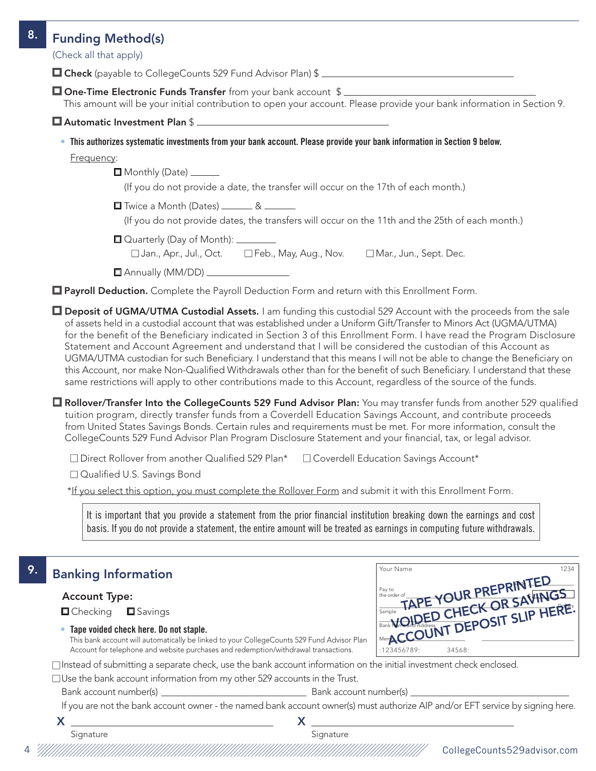## 8. Funding Method(s)

(Check all that apply)

☐ **Check** (payable to CollegeCounts 529 Fund Advisor Plan) $ ______________________________

☐ **One-Time Electronic Funds Transfer** from your bank account $ ______________________________
This amount will be your initial contribution to open your account. Please provide your bank information in Section 9.

☐ **Automatic Investment Plan** $ ______________________________

- **This authorizes systematic investments from your bank account. Please provide your bank information in Section 9 below.**

Frequency:

☐ Monthly (Date) ______
(If you do not provide a date, the transfer will occur on the 17th of each month.)

☐ Twice a Month (Dates) ______ & ______
(If you do not provide dates, the transfers will occur on the 11th and the 25th of each month.)

☐ Quarterly (Day of Month): ________
☐ Jan., Apr., Jul., Oct. ☐ Feb., May, Aug., Nov. ☐ Mar., Jun., Sept. Dec.

☐ Annually (MM/DD) ______________

☐ **Payroll Deduction.** Complete the Payroll Deduction Form and return with this Enrollment Form.

☐ **Deposit of UGMA/UTMA Custodial Assets.** I am funding this custodial 529 Account with the proceeds from the sale of assets held in a custodial account that was established under a Uniform Gift/Transfer to Minors Act (UGMA/UTMA) for the benefit of the Beneficiary indicated in Section 3 of this Enrollment Form. I have read the Program Disclosure Statement and Account Agreement and understand that I will be considered the custodian of this Account as UGMA/UTMA custodian for such Beneficiary. I understand that this means I will not be able to change the Beneficiary on this Account, nor make Non-Qualified Withdrawals other than for the benefit of such Beneficiary. I understand that these same restrictions will apply to other contributions made to this Account, regardless of the source of the funds.

☐ **Rollover/Transfer Into the CollegeCounts 529 Fund Advisor Plan:** You may transfer funds from another 529 qualified tuition program, directly transfer funds from a Coverdell Education Savings Account, and contribute proceeds from United States Savings Bonds. Certain rules and requirements must be met. For more information, consult the CollegeCounts 529 Fund Advisor Plan Program Disclosure Statement and your financial, tax, or legal advisor.

☐ Direct Rollover from another Qualified 529 Plan* ☐ Coverdell Education Savings Account*

☐ Qualified U.S. Savings Bond

*If you select this option, you must complete the Rollover Form and submit it with this Enrollment Form.

> It is important that you provide a statement from the prior financial institution breaking down the earnings and cost basis. If you do not provide a statement, the entire amount will be treated as earnings in computing future withdrawals.

## 9. Banking Information

**Account Type:**

☐ Checking ☐ Savings

- **Tape voided check here. Do not staple.**
  This bank account will automatically be linked to your CollegeCounts 529 Fund Advisor Plan Account for telephone and website purchases and redemption/withdrawal transactions.

TAPE YOUR PREPRINTED VOIDED CHECK OR SAVINGS ACCOUNT DEPOSIT SLIP HERE.

☐ Instead of submitting a separate check, use the bank account information on the initial investment check enclosed.

☐ Use the bank account information from my other 529 accounts in the Trust.

Bank account number(s) ______________________________ Bank account number(s) ______________________________

If you are not the bank account owner - the named bank account owner(s) must authorize AIP and/or EFT service by signing here.

X ______________________________ X ______________________________
Signature Signature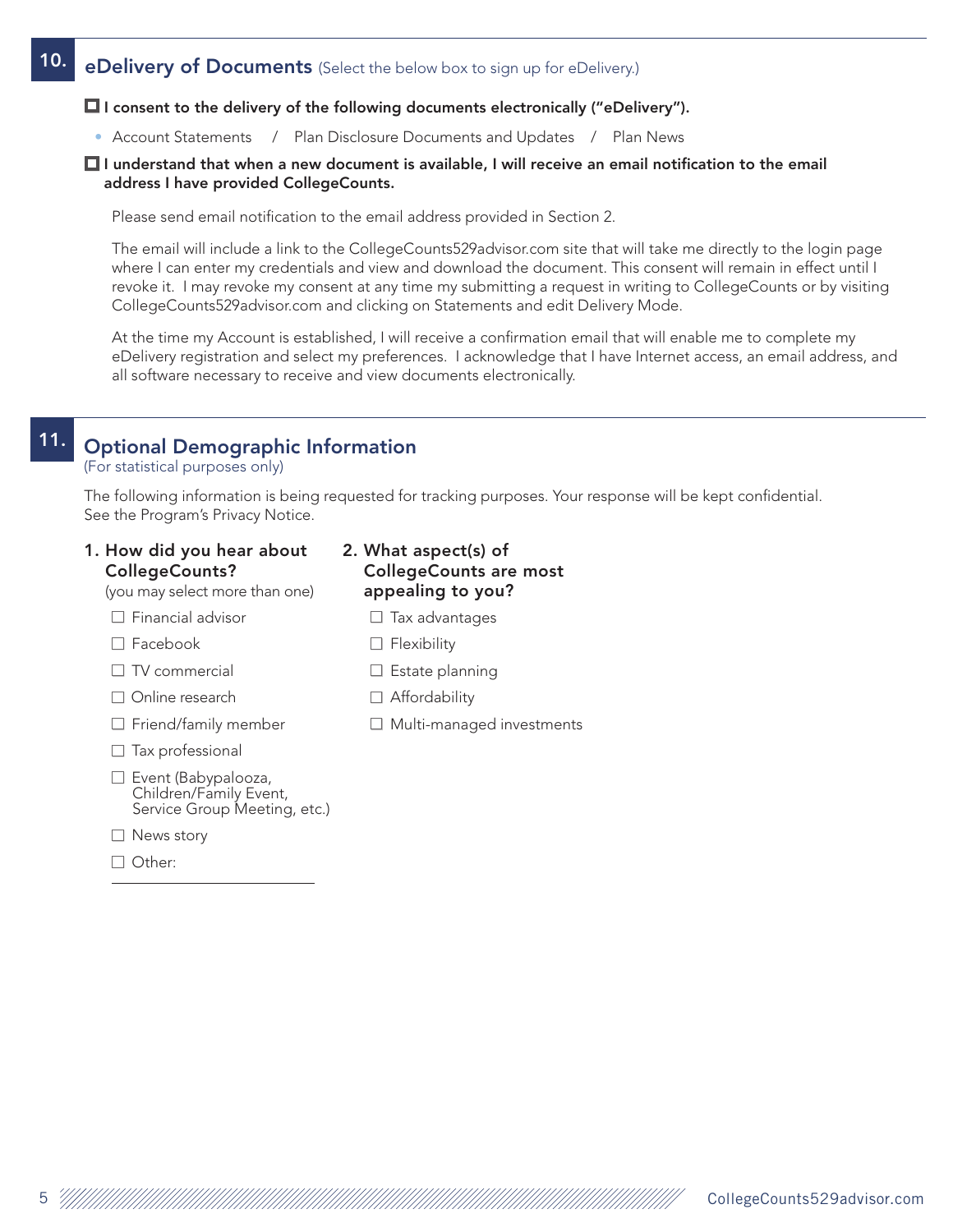## 10. eDelivery of Documents (Select the below box to sign up for eDelivery.)

☐ **I consent to the delivery of the following documents electronically ("eDelivery").**

- Account Statements / Plan Disclosure Documents and Updates / Plan News

☐ **I understand that when a new document is available, I will receive an email notification to the email address I have provided CollegeCounts.**

Please send email notification to the email address provided in Section 2.

The email will include a link to the CollegeCounts529advisor.com site that will take me directly to the login page where I can enter my credentials and view and download the document. This consent will remain in effect until I revoke it. I may revoke my consent at any time my submitting a request in writing to CollegeCounts or by visiting CollegeCounts529advisor.com and clicking on Statements and edit Delivery Mode.

At the time my Account is established, I will receive a confirmation email that will enable me to complete my eDelivery registration and select my preferences. I acknowledge that I have Internet access, an email address, and all software necessary to receive and view documents electronically.

## 11. Optional Demographic Information

(For statistical purposes only)

The following information is being requested for tracking purposes. Your response will be kept confidential. See the Program's Privacy Notice.

**1. How did you hear about CollegeCounts?**
(you may select more than one)

☐ Financial advisor
☐ Facebook
☐ TV commercial
☐ Online research
☐ Friend/family member
☐ Tax professional
☐ Event (Babypalooza, Children/Family Event, Service Group Meeting, etc.)
☐ News story
☐ Other: ____________________

**2. What aspect(s) of CollegeCounts are most appealing to you?**

☐ Tax advantages
☐ Flexibility
☐ Estate planning
☐ Affordability
☐ Multi-managed investments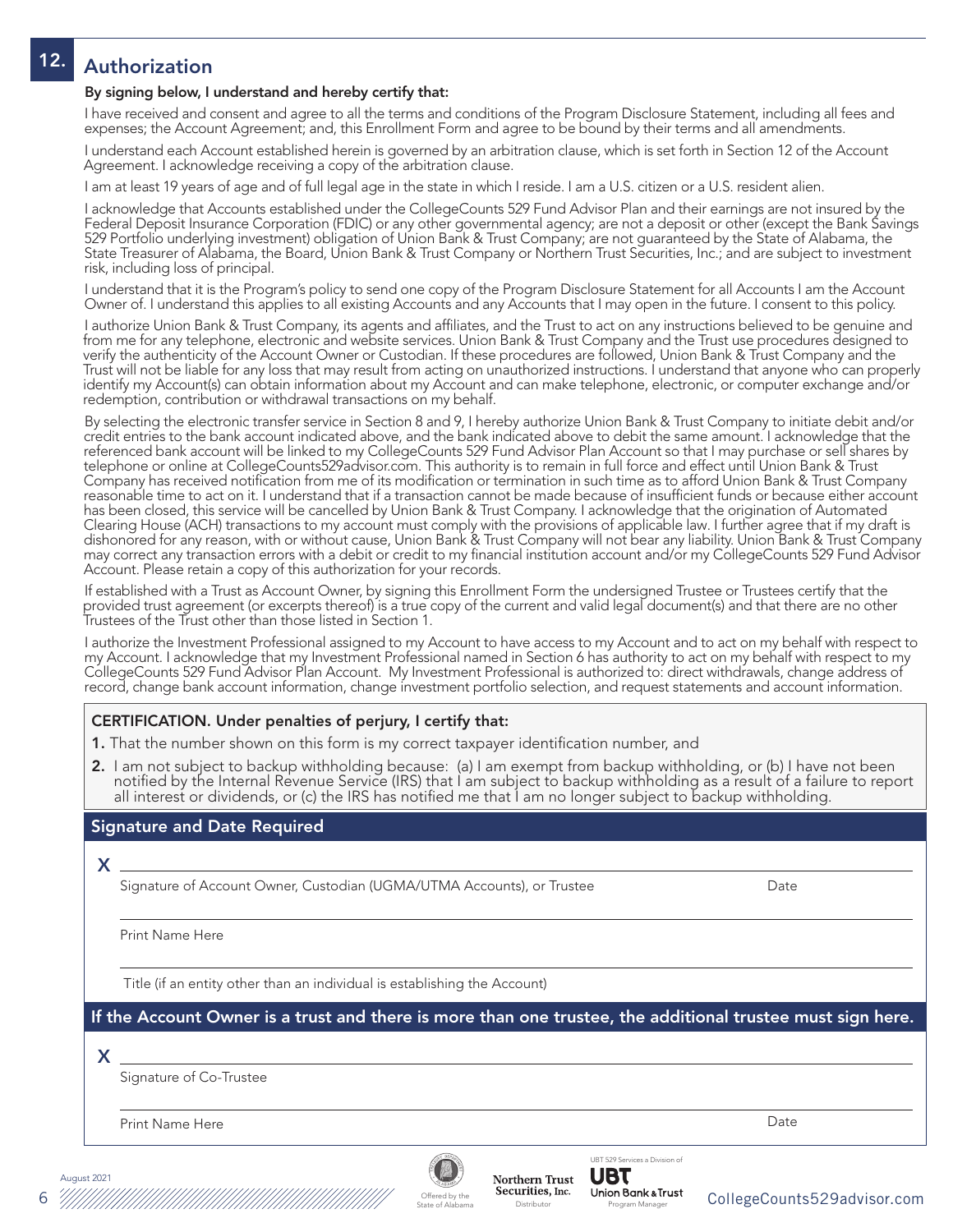## 12. Authorization

**By signing below, I understand and hereby certify that:**

I have received and consent and agree to all the terms and conditions of the Program Disclosure Statement, including all fees and expenses; the Account Agreement; and, this Enrollment Form and agree to be bound by their terms and all amendments.

I understand each Account established herein is governed by an arbitration clause, which is set forth in Section 12 of the Account Agreement. I acknowledge receiving a copy of the arbitration clause.

I am at least 19 years of age and of full legal age in the state in which I reside. I am a U.S. citizen or a U.S. resident alien.

I acknowledge that Accounts established under the CollegeCounts 529 Fund Advisor Plan and their earnings are not insured by the Federal Deposit Insurance Corporation (FDIC) or any other governmental agency; are not a deposit or other (except the Bank Savings 529 Portfolio underlying investment) obligation of Union Bank & Trust Company; are not guaranteed by the State of Alabama, the State Treasurer of Alabama, the Board, Union Bank & Trust Company or Northern Trust Securities, Inc.; and are subject to investment risk, including loss of principal.

I understand that it is the Program's policy to send one copy of the Program Disclosure Statement for all Accounts I am the Account Owner of. I understand this applies to all existing Accounts and any Accounts that I may open in the future. I consent to this policy.

I authorize Union Bank & Trust Company, its agents and affiliates, and the Trust to act on any instructions believed to be genuine and from me for any telephone, electronic and website services. Union Bank & Trust Company and the Trust use procedures designed to verify the authenticity of the Account Owner or Custodian. If these procedures are followed, Union Bank & Trust Company and the Trust will not be liable for any loss that may result from acting on unauthorized instructions. I understand that anyone who can properly identify my Account(s) can obtain information about my Account and can make telephone, electronic, or computer exchange and/or redemption, contribution or withdrawal transactions on my behalf.

By selecting the electronic transfer service in Section 8 and 9, I hereby authorize Union Bank & Trust Company to initiate debit and/or credit entries to the bank account indicated above, and the bank indicated above to debit the same amount. I acknowledge that the referenced bank account will be linked to my CollegeCounts 529 Fund Advisor Plan Account so that I may purchase or sell shares by telephone or online at CollegeCounts529advisor.com. This authority is to remain in full force and effect until Union Bank & Trust Company has received notification from me of its modification or termination in such time as to afford Union Bank & Trust Company reasonable time to act on it. I understand that if a transaction cannot be made because of insufficient funds or because either account has been closed, this service will be cancelled by Union Bank & Trust Company. I acknowledge that the origination of Automated Clearing House (ACH) transactions to my account must comply with the provisions of applicable law. I further agree that if my draft is dishonored for any reason, with or without cause, Union Bank & Trust Company will not bear any liability. Union Bank & Trust Company may correct any transaction errors with a debit or credit to my financial institution account and/or my CollegeCounts 529 Fund Advisor Account. Please retain a copy of this authorization for your records.

If established with a Trust as Account Owner, by signing this Enrollment Form the undersigned Trustee or Trustees certify that the provided trust agreement (or excerpts thereof) is a true copy of the current and valid legal document(s) and that there are no other Trustees of the Trust other than those listed in Section 1.

I authorize the Investment Professional assigned to my Account to have access to my Account and to act on my behalf with respect to my Account. I acknowledge that my Investment Professional named in Section 6 has authority to act on my behalf with respect to my CollegeCounts 529 Fund Advisor Plan Account. My Investment Professional is authorized to: direct withdrawals, change address of record, change bank account information, change investment portfolio selection, and request statements and account information.

**CERTIFICATION. Under penalties of perjury, I certify that:**

1. That the number shown on this form is my correct taxpayer identification number, and
2. I am not subject to backup withholding because: (a) I am exempt from backup withholding, or (b) I have not been notified by the Internal Revenue Service (IRS) that I am subject to backup withholding as a result of a failure to report all interest or dividends, or (c) the IRS has notified me that I am no longer subject to backup withholding.

### Signature and Date Required

X ______________________________________________

Signature of Account Owner, Custodian (UGMA/UTMA Accounts), or Trustee — Date

______________________________________________

Print Name Here

______________________________________________

Title (if an entity other than an individual is establishing the Account)

### If the Account Owner is a trust and there is more than one trustee, the additional trustee must sign here.

X ______________________________________________

Signature of Co-Trustee

______________________________________________

Print Name Here — Date

August 2021

Offered by the State of Alabama — Northern Trust Securities, Inc. Distributor — UBT 529 Services a Division of UBT Union Bank & Trust Program Manager

CollegeCounts529advisor.com